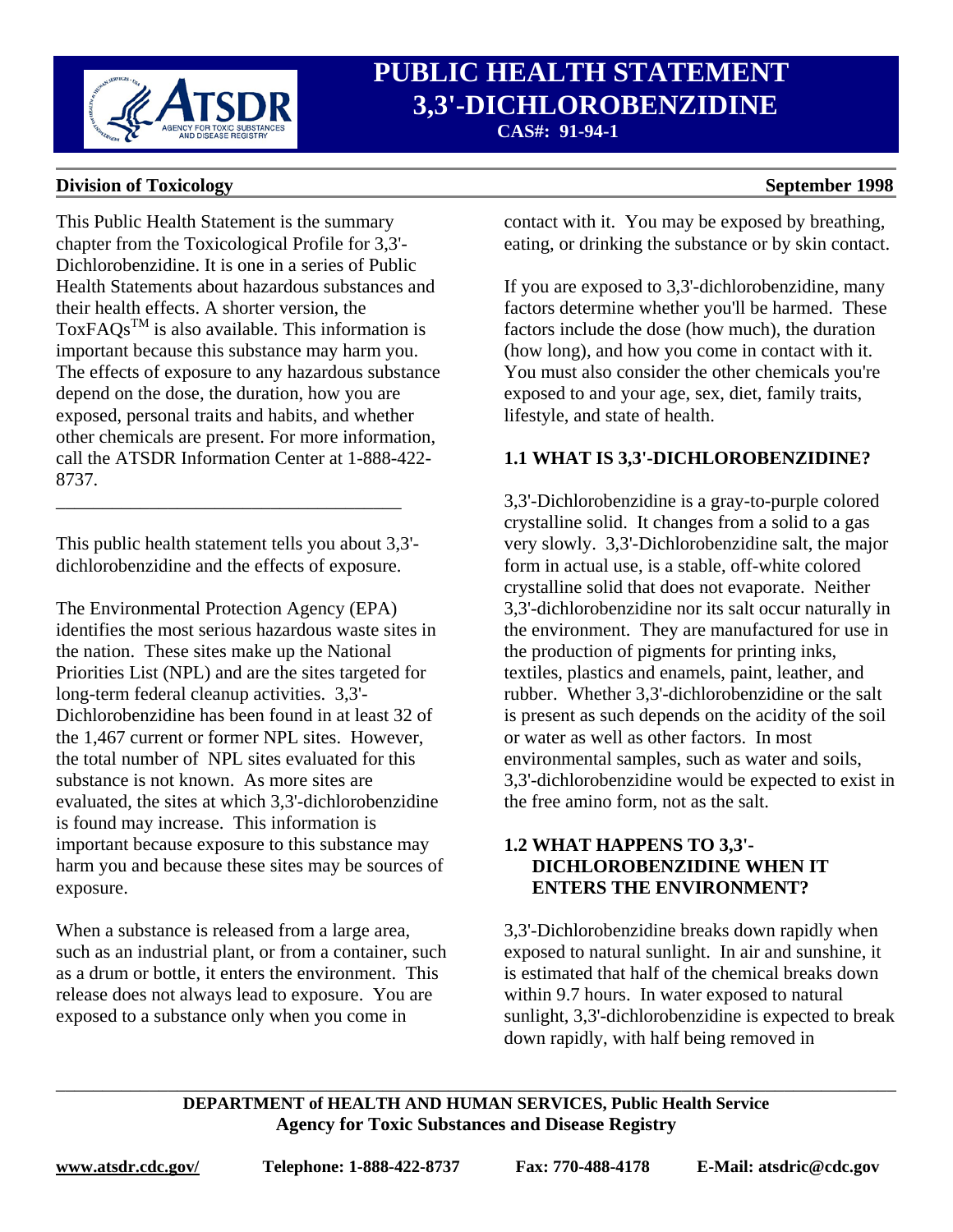# PUBLIC HEALTH STATEMENT
# 3,3'-DICHLOROBENZIDINE

**CAS#: 91-94-1**

**Division of Toxicology** **September 1998**

This Public Health Statement is the summary chapter from the Toxicological Profile for 3,3'-Dichlorobenzidine. It is one in a series of Public Health Statements about hazardous substances and their health effects. A shorter version, the ToxFAQs™ is also available. This information is important because this substance may harm you. The effects of exposure to any hazardous substance depend on the dose, the duration, how you are exposed, personal traits and habits, and whether other chemicals are present. For more information, call the ATSDR Information Center at 1-888-422-8737.

---

This public health statement tells you about 3,3'-dichlorobenzidine and the effects of exposure.

The Environmental Protection Agency (EPA) identifies the most serious hazardous waste sites in the nation. These sites make up the National Priorities List (NPL) and are the sites targeted for long-term federal cleanup activities. 3,3'-Dichlorobenzidine has been found in at least 32 of the 1,467 current or former NPL sites. However, the total number of NPL sites evaluated for this substance is not known. As more sites are evaluated, the sites at which 3,3'-dichlorobenzidine is found may increase. This information is important because exposure to this substance may harm you and because these sites may be sources of exposure.

When a substance is released from a large area, such as an industrial plant, or from a container, such as a drum or bottle, it enters the environment. This release does not always lead to exposure. You are exposed to a substance only when you come in contact with it. You may be exposed by breathing, eating, or drinking the substance or by skin contact.

If you are exposed to 3,3'-dichlorobenzidine, many factors determine whether you'll be harmed. These factors include the dose (how much), the duration (how long), and how you come in contact with it. You must also consider the other chemicals you're exposed to and your age, sex, diet, family traits, lifestyle, and state of health.

## 1.1 WHAT IS 3,3'-DICHLOROBENZIDINE?

3,3'-Dichlorobenzidine is a gray-to-purple colored crystalline solid. It changes from a solid to a gas very slowly. 3,3'-Dichlorobenzidine salt, the major form in actual use, is a stable, off-white colored crystalline solid that does not evaporate. Neither 3,3'-dichlorobenzidine nor its salt occur naturally in the environment. They are manufactured for use in the production of pigments for printing inks, textiles, plastics and enamels, paint, leather, and rubber. Whether 3,3'-dichlorobenzidine or the salt is present as such depends on the acidity of the soil or water as well as other factors. In most environmental samples, such as water and soils, 3,3'-dichlorobenzidine would be expected to exist in the free amino form, not as the salt.

## 1.2 WHAT HAPPENS TO 3,3'-DICHLOROBENZIDINE WHEN IT ENTERS THE ENVIRONMENT?

3,3'-Dichlorobenzidine breaks down rapidly when exposed to natural sunlight. In air and sunshine, it is estimated that half of the chemical breaks down within 9.7 hours. In water exposed to natural sunlight, 3,3'-dichlorobenzidine is expected to break down rapidly, with half being removed in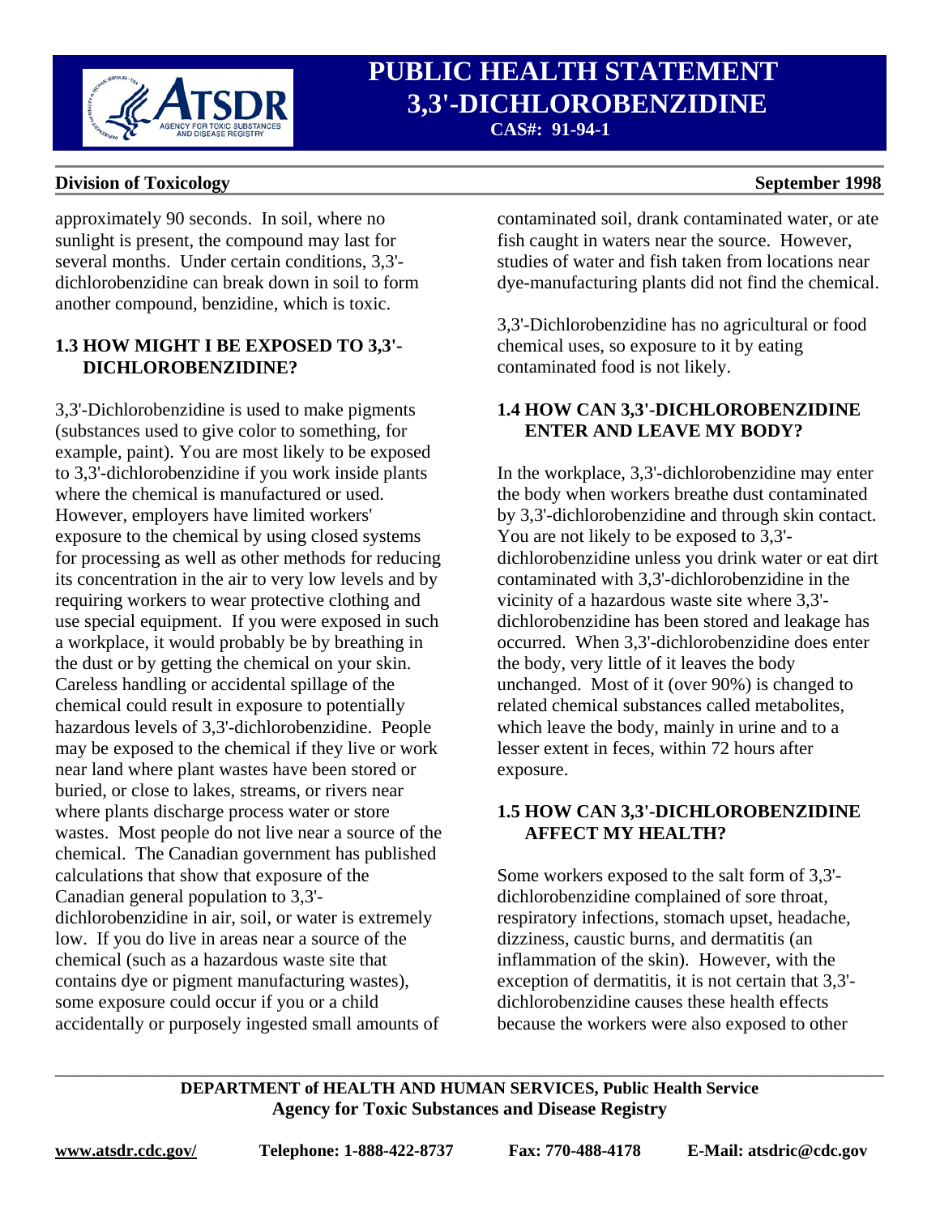approximately 90 seconds. In soil, where no sunlight is present, the compound may last for several months. Under certain conditions, 3,3'-dichlorobenzidine can break down in soil to form another compound, benzidine, which is toxic.

## 1.3 HOW MIGHT I BE EXPOSED TO 3,3'-DICHLOROBENZIDINE?

3,3'-Dichlorobenzidine is used to make pigments (substances used to give color to something, for example, paint). You are most likely to be exposed to 3,3'-dichlorobenzidine if you work inside plants where the chemical is manufactured or used. However, employers have limited workers' exposure to the chemical by using closed systems for processing as well as other methods for reducing its concentration in the air to very low levels and by requiring workers to wear protective clothing and use special equipment. If you were exposed in such a workplace, it would probably be by breathing in the dust or by getting the chemical on your skin. Careless handling or accidental spillage of the chemical could result in exposure to potentially hazardous levels of 3,3'-dichlorobenzidine. People may be exposed to the chemical if they live or work near land where plant wastes have been stored or buried, or close to lakes, streams, or rivers near where plants discharge process water or store wastes. Most people do not live near a source of the chemical. The Canadian government has published calculations that show that exposure of the Canadian general population to 3,3'-dichlorobenzidine in air, soil, or water is extremely low. If you do live in areas near a source of the chemical (such as a hazardous waste site that contains dye or pigment manufacturing wastes), some exposure could occur if you or a child accidentally or purposely ingested small amounts of contaminated soil, drank contaminated water, or ate fish caught in waters near the source. However, studies of water and fish taken from locations near dye-manufacturing plants did not find the chemical.

3,3'-Dichlorobenzidine has no agricultural or food chemical uses, so exposure to it by eating contaminated food is not likely.

## 1.4 HOW CAN 3,3'-DICHLOROBENZIDINE ENTER AND LEAVE MY BODY?

In the workplace, 3,3'-dichlorobenzidine may enter the body when workers breathe dust contaminated by 3,3'-dichlorobenzidine and through skin contact. You are not likely to be exposed to 3,3'-dichlorobenzidine unless you drink water or eat dirt contaminated with 3,3'-dichlorobenzidine in the vicinity of a hazardous waste site where 3,3'-dichlorobenzidine has been stored and leakage has occurred. When 3,3'-dichlorobenzidine does enter the body, very little of it leaves the body unchanged. Most of it (over 90%) is changed to related chemical substances called metabolites, which leave the body, mainly in urine and to a lesser extent in feces, within 72 hours after exposure.

## 1.5 HOW CAN 3,3'-DICHLOROBENZIDINE AFFECT MY HEALTH?

Some workers exposed to the salt form of 3,3'-dichlorobenzidine complained of sore throat, respiratory infections, stomach upset, headache, dizziness, caustic burns, and dermatitis (an inflammation of the skin). However, with the exception of dermatitis, it is not certain that 3,3'-dichlorobenzidine causes these health effects because the workers were also exposed to other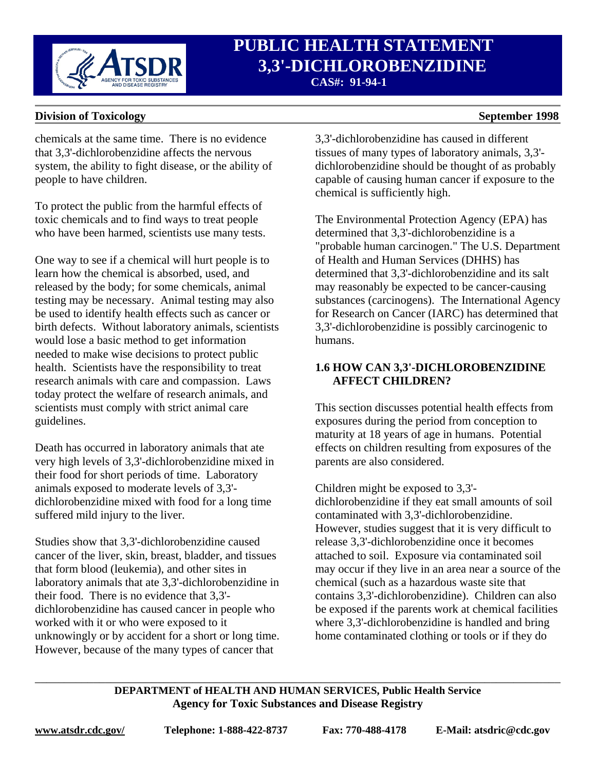chemicals at the same time. There is no evidence that 3,3'-dichlorobenzidine affects the nervous system, the ability to fight disease, or the ability of people to have children.

To protect the public from the harmful effects of toxic chemicals and to find ways to treat people who have been harmed, scientists use many tests.

One way to see if a chemical will hurt people is to learn how the chemical is absorbed, used, and released by the body; for some chemicals, animal testing may be necessary. Animal testing may also be used to identify health effects such as cancer or birth defects. Without laboratory animals, scientists would lose a basic method to get information needed to make wise decisions to protect public health. Scientists have the responsibility to treat research animals with care and compassion. Laws today protect the welfare of research animals, and scientists must comply with strict animal care guidelines.

Death has occurred in laboratory animals that ate very high levels of 3,3'-dichlorobenzidine mixed in their food for short periods of time. Laboratory animals exposed to moderate levels of 3,3'-dichlorobenzidine mixed with food for a long time suffered mild injury to the liver.

Studies show that 3,3'-dichlorobenzidine caused cancer of the liver, skin, breast, bladder, and tissues that form blood (leukemia), and other sites in laboratory animals that ate 3,3'-dichlorobenzidine in their food. There is no evidence that 3,3'-dichlorobenzidine has caused cancer in people who worked with it or who were exposed to it unknowingly or by accident for a short or long time. However, because of the many types of cancer that 3,3'-dichlorobenzidine has caused in different tissues of many types of laboratory animals, 3,3'-dichlorobenzidine should be thought of as probably capable of causing human cancer if exposure to the chemical is sufficiently high.

The Environmental Protection Agency (EPA) has determined that 3,3'-dichlorobenzidine is a "probable human carcinogen." The U.S. Department of Health and Human Services (DHHS) has determined that 3,3'-dichlorobenzidine and its salt may reasonably be expected to be cancer-causing substances (carcinogens). The International Agency for Research on Cancer (IARC) has determined that 3,3'-dichlorobenzidine is possibly carcinogenic to humans.

## 1.6 HOW CAN 3,3'-DICHLOROBENZIDINE AFFECT CHILDREN?

This section discusses potential health effects from exposures during the period from conception to maturity at 18 years of age in humans. Potential effects on children resulting from exposures of the parents are also considered.

Children might be exposed to 3,3'-dichlorobenzidine if they eat small amounts of soil contaminated with 3,3'-dichlorobenzidine. However, studies suggest that it is very difficult to release 3,3'-dichlorobenzidine once it becomes attached to soil. Exposure via contaminated soil may occur if they live in an area near a source of the chemical (such as a hazardous waste site that contains 3,3'-dichlorobenzidine). Children can also be exposed if the parents work at chemical facilities where 3,3'-dichlorobenzidine is handled and bring home contaminated clothing or tools or if they do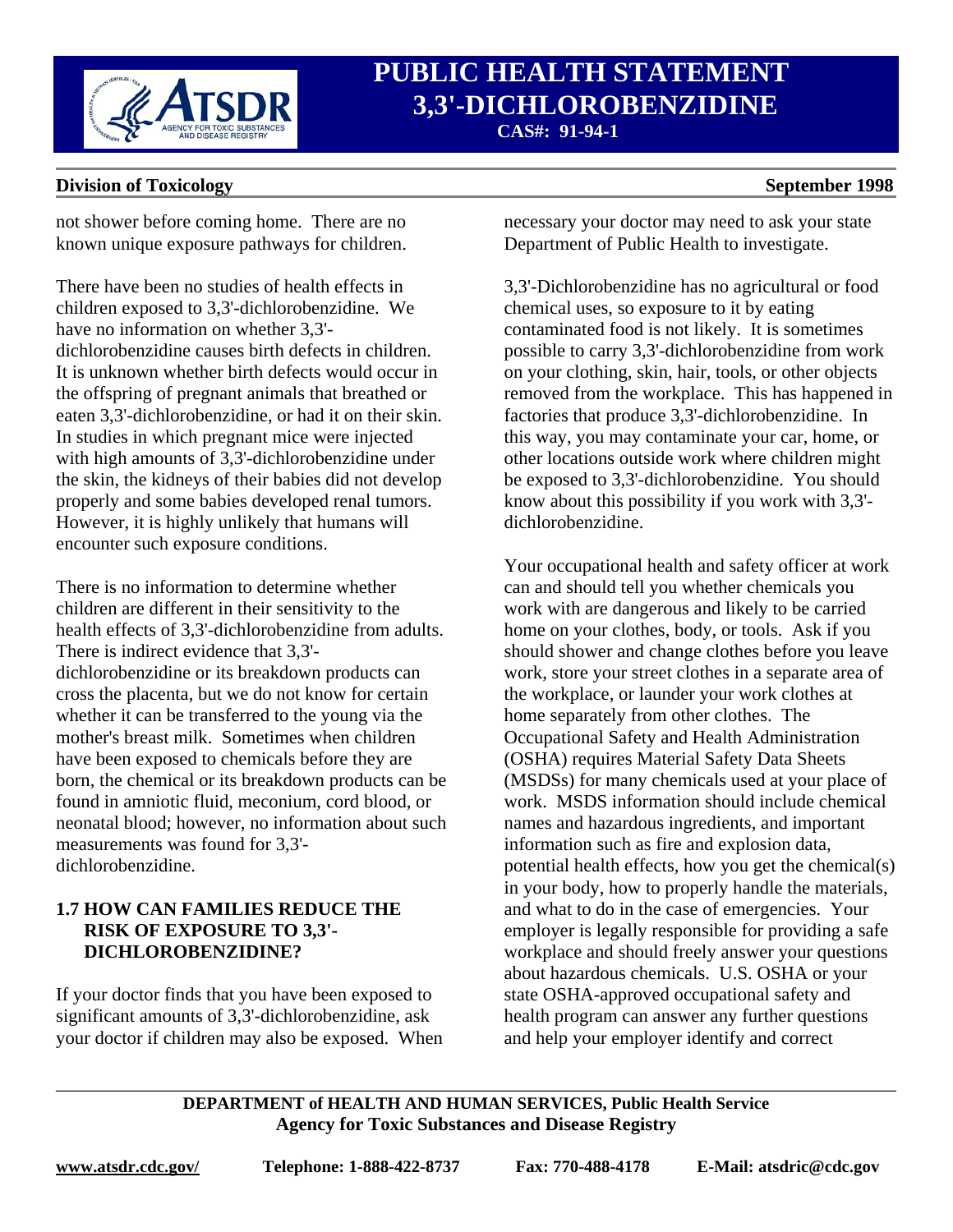not shower before coming home. There are no known unique exposure pathways for children.

There have been no studies of health effects in children exposed to 3,3'-dichlorobenzidine. We have no information on whether 3,3'-dichlorobenzidine causes birth defects in children. It is unknown whether birth defects would occur in the offspring of pregnant animals that breathed or eaten 3,3'-dichlorobenzidine, or had it on their skin. In studies in which pregnant mice were injected with high amounts of 3,3'-dichlorobenzidine under the skin, the kidneys of their babies did not develop properly and some babies developed renal tumors. However, it is highly unlikely that humans will encounter such exposure conditions.

There is no information to determine whether children are different in their sensitivity to the health effects of 3,3'-dichlorobenzidine from adults. There is indirect evidence that 3,3'-dichlorobenzidine or its breakdown products can cross the placenta, but we do not know for certain whether it can be transferred to the young via the mother's breast milk. Sometimes when children have been exposed to chemicals before they are born, the chemical or its breakdown products can be found in amniotic fluid, meconium, cord blood, or neonatal blood; however, no information about such measurements was found for 3,3'-dichlorobenzidine.

## 1.7 HOW CAN FAMILIES REDUCE THE RISK OF EXPOSURE TO 3,3'-DICHLOROBENZIDINE?

If your doctor finds that you have been exposed to significant amounts of 3,3'-dichlorobenzidine, ask your doctor if children may also be exposed. When necessary your doctor may need to ask your state Department of Public Health to investigate.

3,3'-Dichlorobenzidine has no agricultural or food chemical uses, so exposure to it by eating contaminated food is not likely. It is sometimes possible to carry 3,3'-dichlorobenzidine from work on your clothing, skin, hair, tools, or other objects removed from the workplace. This has happened in factories that produce 3,3'-dichlorobenzidine. In this way, you may contaminate your car, home, or other locations outside work where children might be exposed to 3,3'-dichlorobenzidine. You should know about this possibility if you work with 3,3'-dichlorobenzidine.

Your occupational health and safety officer at work can and should tell you whether chemicals you work with are dangerous and likely to be carried home on your clothes, body, or tools. Ask if you should shower and change clothes before you leave work, store your street clothes in a separate area of the workplace, or launder your work clothes at home separately from other clothes. The Occupational Safety and Health Administration (OSHA) requires Material Safety Data Sheets (MSDSs) for many chemicals used at your place of work. MSDS information should include chemical names and hazardous ingredients, and important information such as fire and explosion data, potential health effects, how you get the chemical(s) in your body, how to properly handle the materials, and what to do in the case of emergencies. Your employer is legally responsible for providing a safe workplace and should freely answer your questions about hazardous chemicals. U.S. OSHA or your state OSHA-approved occupational safety and health program can answer any further questions and help your employer identify and correct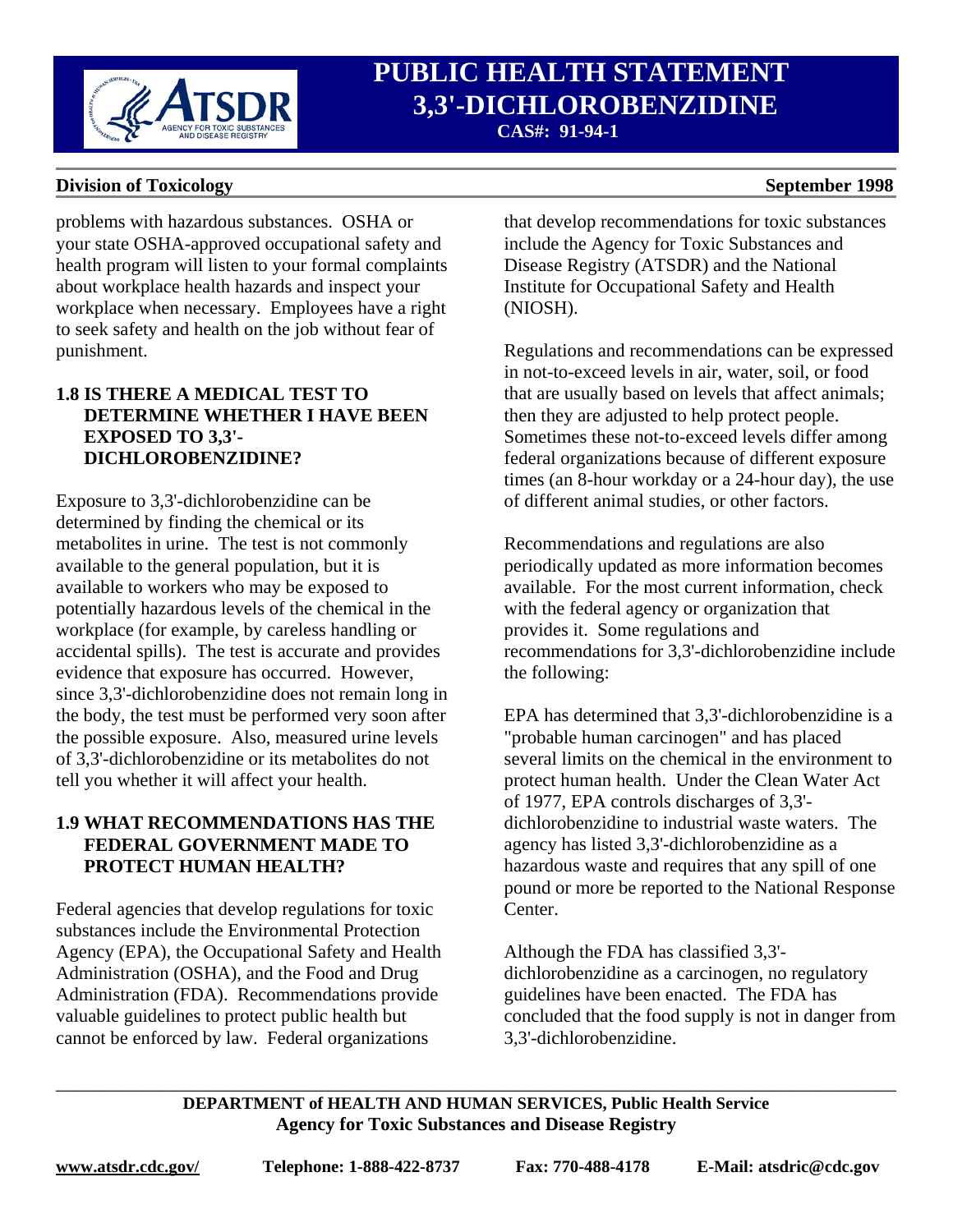problems with hazardous substances. OSHA or your state OSHA-approved occupational safety and health program will listen to your formal complaints about workplace health hazards and inspect your workplace when necessary. Employees have a right to seek safety and health on the job without fear of punishment.

## 1.8 IS THERE A MEDICAL TEST TO DETERMINE WHETHER I HAVE BEEN EXPOSED TO 3,3'-DICHLOROBENZIDINE?

Exposure to 3,3'-dichlorobenzidine can be determined by finding the chemical or its metabolites in urine. The test is not commonly available to the general population, but it is available to workers who may be exposed to potentially hazardous levels of the chemical in the workplace (for example, by careless handling or accidental spills). The test is accurate and provides evidence that exposure has occurred. However, since 3,3'-dichlorobenzidine does not remain long in the body, the test must be performed very soon after the possible exposure. Also, measured urine levels of 3,3'-dichlorobenzidine or its metabolites do not tell you whether it will affect your health.

## 1.9 WHAT RECOMMENDATIONS HAS THE FEDERAL GOVERNMENT MADE TO PROTECT HUMAN HEALTH?

Federal agencies that develop regulations for toxic substances include the Environmental Protection Agency (EPA), the Occupational Safety and Health Administration (OSHA), and the Food and Drug Administration (FDA). Recommendations provide valuable guidelines to protect public health but cannot be enforced by law. Federal organizations that develop recommendations for toxic substances include the Agency for Toxic Substances and Disease Registry (ATSDR) and the National Institute for Occupational Safety and Health (NIOSH).

Regulations and recommendations can be expressed in not-to-exceed levels in air, water, soil, or food that are usually based on levels that affect animals; then they are adjusted to help protect people. Sometimes these not-to-exceed levels differ among federal organizations because of different exposure times (an 8-hour workday or a 24-hour day), the use of different animal studies, or other factors.

Recommendations and regulations are also periodically updated as more information becomes available. For the most current information, check with the federal agency or organization that provides it. Some regulations and recommendations for 3,3'-dichlorobenzidine include the following:

EPA has determined that 3,3'-dichlorobenzidine is a "probable human carcinogen" and has placed several limits on the chemical in the environment to protect human health. Under the Clean Water Act of 1977, EPA controls discharges of 3,3'-dichlorobenzidine to industrial waste waters. The agency has listed 3,3'-dichlorobenzidine as a hazardous waste and requires that any spill of one pound or more be reported to the National Response Center.

Although the FDA has classified 3,3'-dichlorobenzidine as a carcinogen, no regulatory guidelines have been enacted. The FDA has concluded that the food supply is not in danger from 3,3'-dichlorobenzidine.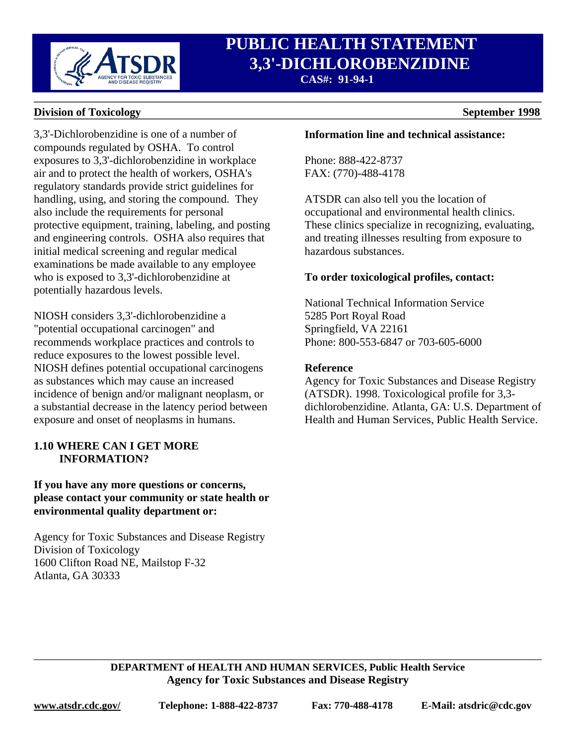3,3'-Dichlorobenzidine is one of a number of compounds regulated by OSHA. To control exposures to 3,3'-dichlorobenzidine in workplace air and to protect the health of workers, OSHA's regulatory standards provide strict guidelines for handling, using, and storing the compound. They also include the requirements for personal protective equipment, training, labeling, and posting and engineering controls. OSHA also requires that initial medical screening and regular medical examinations be made available to any employee who is exposed to 3,3'-dichlorobenzidine at potentially hazardous levels.

NIOSH considers 3,3'-dichlorobenzidine a "potential occupational carcinogen" and recommends workplace practices and controls to reduce exposures to the lowest possible level. NIOSH defines potential occupational carcinogens as substances which may cause an increased incidence of benign and/or malignant neoplasm, or a substantial decrease in the latency period between exposure and onset of neoplasms in humans.

## 1.10 WHERE CAN I GET MORE INFORMATION?

**If you have any more questions or concerns, please contact your community or state health or environmental quality department or:**

Agency for Toxic Substances and Disease Registry
Division of Toxicology
1600 Clifton Road NE, Mailstop F-32
Atlanta, GA 30333

**Information line and technical assistance:**

Phone: 888-422-8737
FAX: (770)-488-4178

ATSDR can also tell you the location of occupational and environmental health clinics. These clinics specialize in recognizing, evaluating, and treating illnesses resulting from exposure to hazardous substances.

**To order toxicological profiles, contact:**

National Technical Information Service
5285 Port Royal Road
Springfield, VA 22161
Phone: 800-553-6847 or 703-605-6000

**Reference**

Agency for Toxic Substances and Disease Registry (ATSDR). 1998. Toxicological profile for 3,3-dichlorobenzidine. Atlanta, GA: U.S. Department of Health and Human Services, Public Health Service.